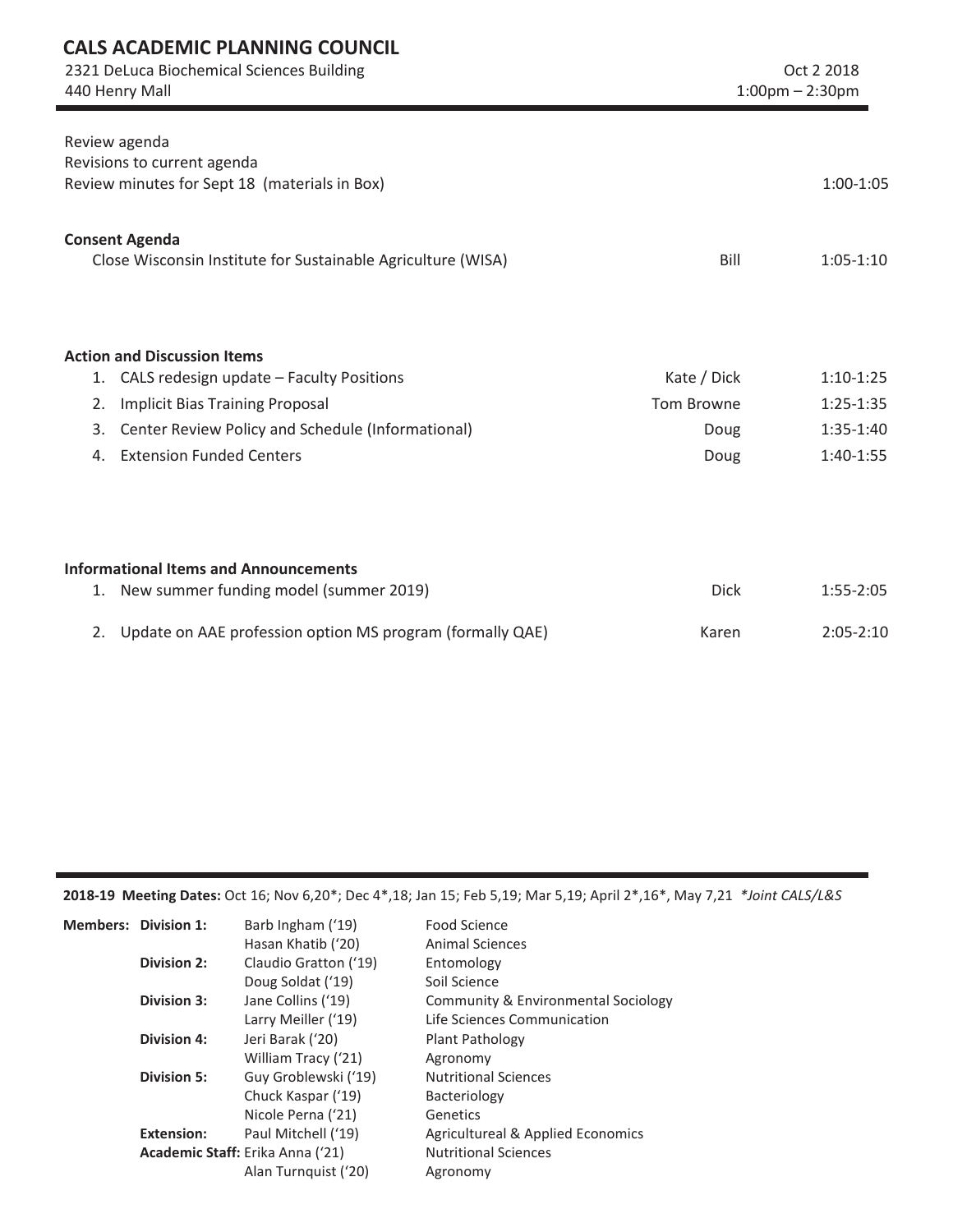# CALS ACADEMIC PLANNING COUNCIL

2321 DeLuca Biochemical Sciences Building
440 Henry Mall

Oct 2 2018
1:00pm – 2:30pm

| | | |
|---|---|---|
| Review agenda | | |
| Revisions to current agenda | | |
| Review minutes for Sept 18 (materials in Box) | | 1:00-1:05 |

**Consent Agenda**

| | | |
|---|---|---|
| Close Wisconsin Institute for Sustainable Agriculture (WISA) | Bill | 1:05-1:10 |

**Action and Discussion Items**

| | | |
|---|---|---|
| 1. CALS redesign update – Faculty Positions | Kate / Dick | 1:10-1:25 |
| 2. Implicit Bias Training Proposal | Tom Browne | 1:25-1:35 |
| 3. Center Review Policy and Schedule (Informational) | Doug | 1:35-1:40 |
| 4. Extension Funded Centers | Doug | 1:40-1:55 |

**Informational Items and Announcements**

| | | |
|---|---|---|
| 1. New summer funding model (summer 2019) | Dick | 1:55-2:05 |
| 2. Update on AAE profession option MS program (formally QAE) | Karen | 2:05-2:10 |

**2018-19 Meeting Dates:** Oct 16; Nov 6,20*; Dec 4*,18; Jan 15; Feb 5,19; Mar 5,19; April 2*,16*, May 7,21 *\*Joint CALS/L&S*

| **Members:** | | |
|---|---|---|
| **Division 1:** | Barb Ingham ('19) | Food Science |
| | Hasan Khatib ('20) | Animal Sciences |
| **Division 2:** | Claudio Gratton ('19) | Entomology |
| | Doug Soldat ('19) | Soil Science |
| **Division 3:** | Jane Collins ('19) | Community & Environmental Sociology |
| | Larry Meiller ('19) | Life Sciences Communication |
| **Division 4:** | Jeri Barak ('20) | Plant Pathology |
| | William Tracy ('21) | Agronomy |
| **Division 5:** | Guy Groblewski ('19) | Nutritional Sciences |
| | Chuck Kaspar ('19) | Bacteriology |
| | Nicole Perna ('21) | Genetics |
| **Extension:** | Paul Mitchell ('19) | Agricultureal & Applied Economics |
| **Academic Staff:** | Erika Anna ('21) | Nutritional Sciences |
| | Alan Turnquist ('20) | Agronomy |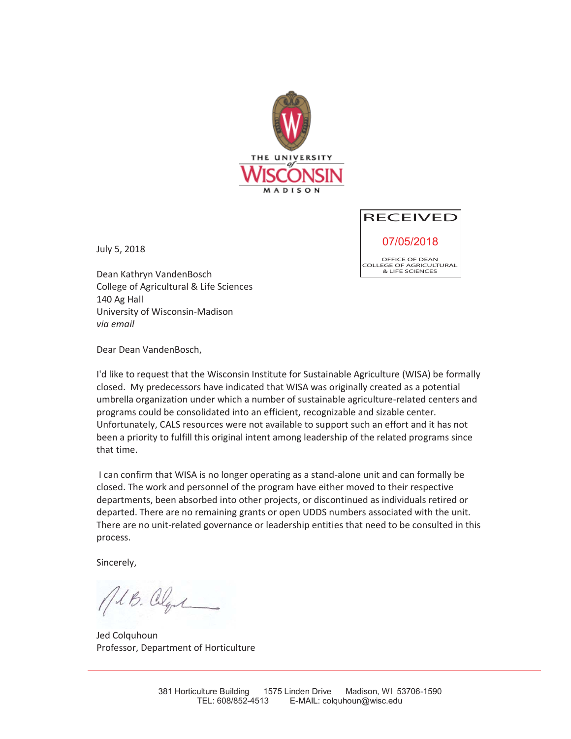THE UNIVERSITY of WISCONSIN MADISON

RECEIVED
07/05/2018
OFFICE OF DEAN
COLLEGE OF AGRICULTURAL & LIFE SCIENCES

July 5, 2018

Dean Kathryn VandenBosch
College of Agricultural & Life Sciences
140 Ag Hall
University of Wisconsin-Madison
*via email*

Dear Dean VandenBosch,

I'd like to request that the Wisconsin Institute for Sustainable Agriculture (WISA) be formally closed. My predecessors have indicated that WISA was originally created as a potential umbrella organization under which a number of sustainable agriculture-related centers and programs could be consolidated into an efficient, recognizable and sizable center. Unfortunately, CALS resources were not available to support such an effort and it has not been a priority to fulfill this original intent among leadership of the related programs since that time.

I can confirm that WISA is no longer operating as a stand-alone unit and can formally be closed. The work and personnel of the program have either moved to their respective departments, been absorbed into other projects, or discontinued as individuals retired or departed. There are no remaining grants or open UDDS numbers associated with the unit. There are no unit-related governance or leadership entities that need to be consulted in this process.

Sincerely,

Jed Colquhoun
Professor, Department of Horticulture

381 Horticulture Building 1575 Linden Drive Madison, WI 53706-1590
TEL: 608/852-4513 E-MAIL: colquhoun@wisc.edu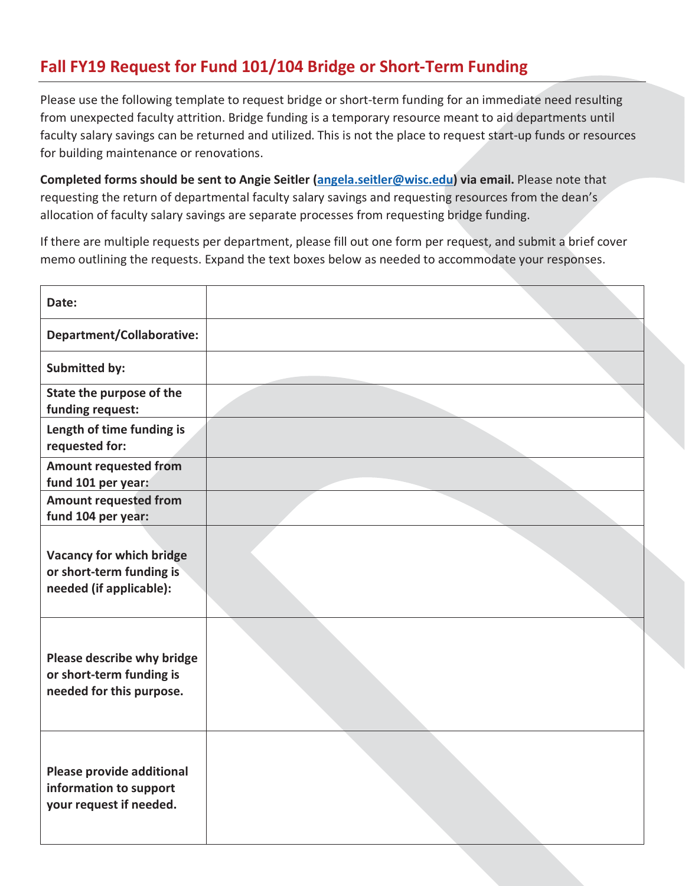# Fall FY19 Request for Fund 101/104 Bridge or Short-Term Funding

Please use the following template to request bridge or short-term funding for an immediate need resulting from unexpected faculty attrition. Bridge funding is a temporary resource meant to aid departments until faculty salary savings can be returned and utilized. This is not the place to request start-up funds or resources for building maintenance or renovations.

**Completed forms should be sent to Angie Seitler (angela.seitler@wisc.edu) via email.** Please note that requesting the return of departmental faculty salary savings and requesting resources from the dean's allocation of faculty salary savings are separate processes from requesting bridge funding.

If there are multiple requests per department, please fill out one form per request, and submit a brief cover memo outlining the requests. Expand the text boxes below as needed to accommodate your responses.

| | |
|---|---|
| **Date:** | |
| **Department/Collaborative:** | |
| **Submitted by:** | |
| **State the purpose of the funding request:** | |
| **Length of time funding is requested for:** | |
| **Amount requested from fund 101 per year:** | |
| **Amount requested from fund 104 per year:** | |
| **Vacancy for which bridge or short-term funding is needed (if applicable):** | |
| **Please describe why bridge or short-term funding is needed for this purpose.** | |
| **Please provide additional information to support your request if needed.** | |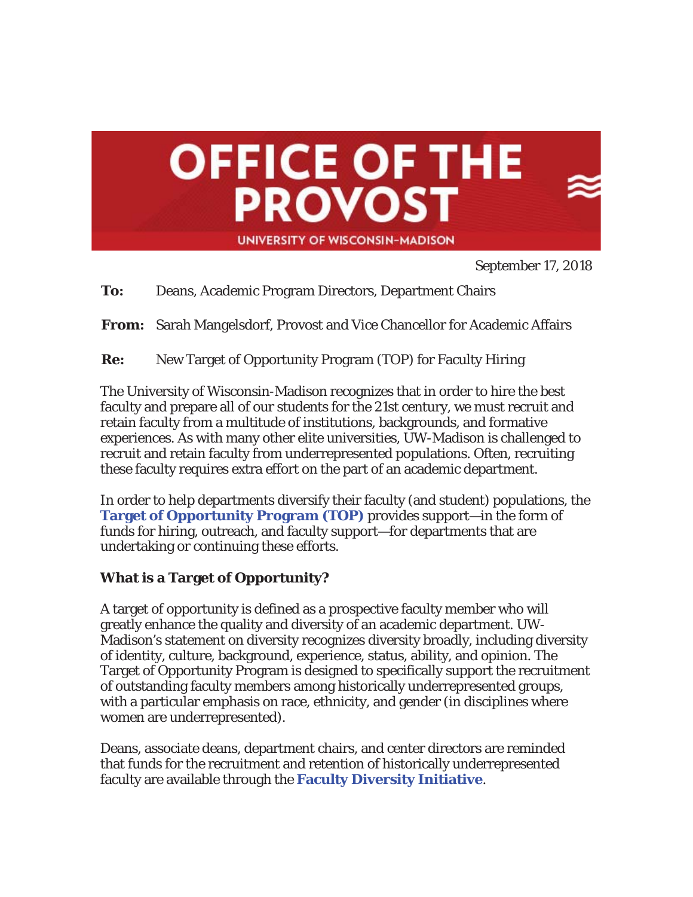# OFFICE OF THE PROVOST

UNIVERSITY OF WISCONSIN–MADISON

September 17, 2018

**To:** Deans, Academic Program Directors, Department Chairs

**From:** Sarah Mangelsdorf, Provost and Vice Chancellor for Academic Affairs

**Re:** New Target of Opportunity Program (TOP) for Faculty Hiring

The University of Wisconsin-Madison recognizes that in order to hire the best faculty and prepare all of our students for the 21st century, we must recruit and retain faculty from a multitude of institutions, backgrounds, and formative experiences. As with many other elite universities, UW-Madison is challenged to recruit and retain faculty from underrepresented populations. Often, recruiting these faculty requires extra effort on the part of an academic department.

In order to help departments diversify their faculty (and student) populations, the **Target of Opportunity Program (TOP)** provides support—in the form of funds for hiring, outreach, and faculty support—for departments that are undertaking or continuing these efforts.

### What is a Target of Opportunity?

A target of opportunity is defined as a prospective faculty member who will greatly enhance the quality and diversity of an academic department. UW-Madison's statement on diversity recognizes diversity broadly, including diversity of identity, culture, background, experience, status, ability, and opinion. The Target of Opportunity Program is designed to specifically support the recruitment of outstanding faculty members among historically underrepresented groups, with a particular emphasis on race, ethnicity, and gender (in disciplines where women are underrepresented).

Deans, associate deans, department chairs, and center directors are reminded that funds for the recruitment and retention of historically underrepresented faculty are available through the **Faculty Diversity Initiative**.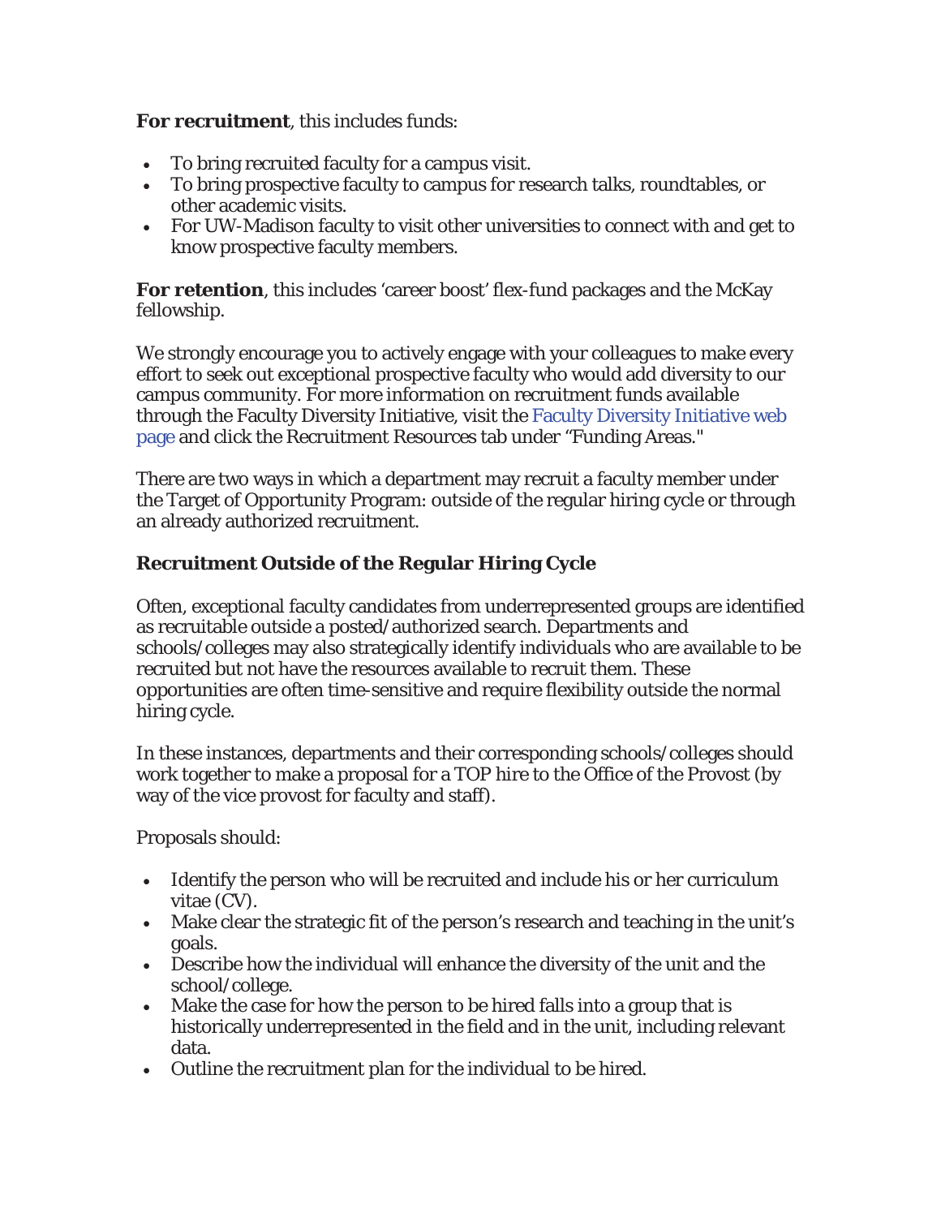**For recruitment**, this includes funds:

- To bring recruited faculty for a campus visit.
- To bring prospective faculty to campus for research talks, roundtables, or other academic visits.
- For UW-Madison faculty to visit other universities to connect with and get to know prospective faculty members.

**For retention**, this includes 'career boost' flex-fund packages and the McKay fellowship.

We strongly encourage you to actively engage with your colleagues to make every effort to seek out exceptional prospective faculty who would add diversity to our campus community. For more information on recruitment funds available through the Faculty Diversity Initiative, visit the Faculty Diversity Initiative web page and click the Recruitment Resources tab under "Funding Areas."

There are two ways in which a department may recruit a faculty member under the Target of Opportunity Program: outside of the regular hiring cycle or through an already authorized recruitment.

**Recruitment Outside of the Regular Hiring Cycle**

Often, exceptional faculty candidates from underrepresented groups are identified as recruitable outside a posted/authorized search. Departments and schools/colleges may also strategically identify individuals who are available to be recruited but not have the resources available to recruit them. These opportunities are often time-sensitive and require flexibility outside the normal hiring cycle.

In these instances, departments and their corresponding schools/colleges should work together to make a proposal for a TOP hire to the Office of the Provost (by way of the vice provost for faculty and staff).

Proposals should:

- Identify the person who will be recruited and include his or her curriculum vitae (CV).
- Make clear the strategic fit of the person's research and teaching in the unit's goals.
- Describe how the individual will enhance the diversity of the unit and the school/college.
- Make the case for how the person to be hired falls into a group that is historically underrepresented in the field and in the unit, including relevant data.
- Outline the recruitment plan for the individual to be hired.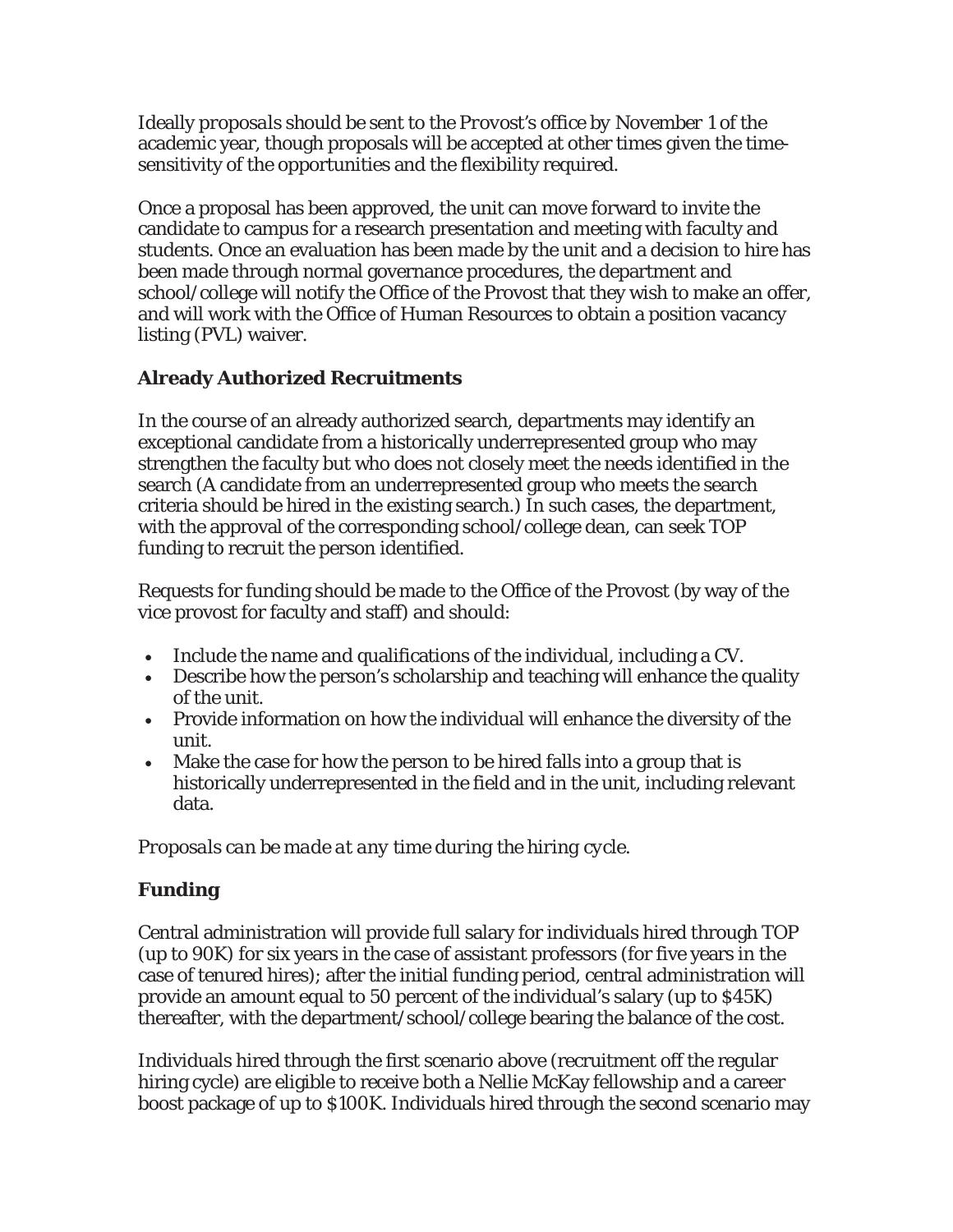*Ideally proposals should be sent to the Provost's office by November 1 of the academic year*, though proposals will be accepted at other times given the time-sensitivity of the opportunities and the flexibility required.

Once a proposal has been approved, the unit can move forward to invite the candidate to campus for a research presentation and meeting with faculty and students. Once an evaluation has been made by the unit and a decision to hire has been made through normal governance procedures, the department and school/college will notify the Office of the Provost that they wish to make an offer, and will work with the Office of Human Resources to obtain a position vacancy listing (PVL) waiver.

### Already Authorized Recruitments

In the course of an already authorized search, departments may identify an exceptional candidate from a historically underrepresented group who may strengthen the faculty but who does not closely meet the needs identified in the search (A candidate from an underrepresented group who meets the search criteria should be hired in the existing search.) In such cases, the department, with the approval of the corresponding school/college dean, can seek TOP funding to recruit the person identified.

Requests for funding should be made to the Office of the Provost (by way of the vice provost for faculty and staff) and should:

- Include the name and qualifications of the individual, including a CV.
- Describe how the person's scholarship and teaching will enhance the quality of the unit.
- Provide information on how the individual will enhance the diversity of the unit.
- Make the case for how the person to be hired falls into a group that is historically underrepresented in the field and in the unit, including relevant data.

*Proposals can be made at any time during the hiring cycle.*

### Funding

Central administration will provide full salary for individuals hired through TOP (up to 90K) for six years in the case of assistant professors (for five years in the case of tenured hires); after the initial funding period, central administration will provide an amount equal to 50 percent of the individual's salary (up to $45K) thereafter, with the department/school/college bearing the balance of the cost.

Individuals hired through the first scenario above (recruitment off the regular hiring cycle) are eligible to receive both a Nellie McKay fellowship *and* a career boost package of up to $100K. Individuals hired through the second scenario may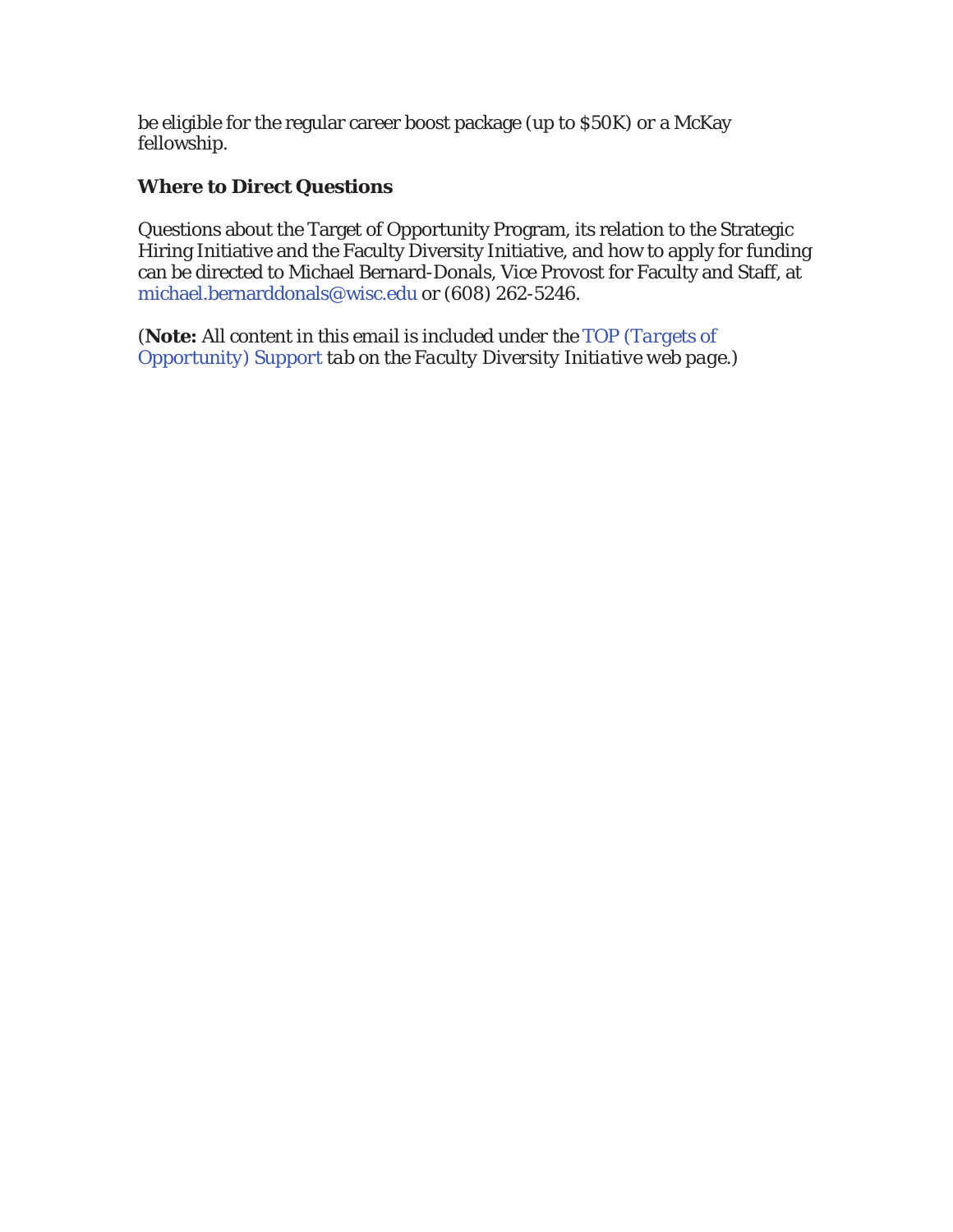be eligible for the regular career boost package (up to $50K) or a McKay fellowship.

**Where to Direct Questions**

Questions about the Target of Opportunity Program, its relation to the Strategic Hiring Initiative and the Faculty Diversity Initiative, and how to apply for funding can be directed to Michael Bernard-Donals, Vice Provost for Faculty and Staff, at michael.bernarddonals@wisc.edu or (608) 262-5246.

(**Note:** *All content in this email is included under the TOP (Targets of Opportunity) Support tab on the Faculty Diversity Initiative web page.*)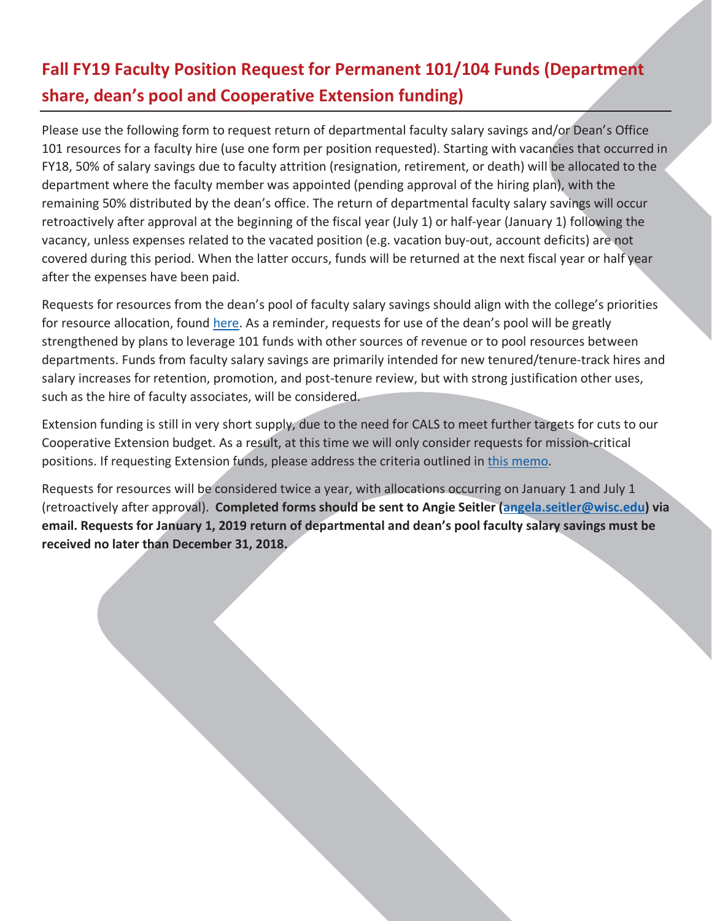# Fall FY19 Faculty Position Request for Permanent 101/104 Funds (Department share, dean's pool and Cooperative Extension funding)

Please use the following form to request return of departmental faculty salary savings and/or Dean's Office 101 resources for a faculty hire (use one form per position requested). Starting with vacancies that occurred in FY18, 50% of salary savings due to faculty attrition (resignation, retirement, or death) will be allocated to the department where the faculty member was appointed (pending approval of the hiring plan), with the remaining 50% distributed by the dean's office. The return of departmental faculty salary savings will occur retroactively after approval at the beginning of the fiscal year (July 1) or half-year (January 1) following the vacancy, unless expenses related to the vacated position (e.g. vacation buy-out, account deficits) are not covered during this period. When the latter occurs, funds will be returned at the next fiscal year or half year after the expenses have been paid.

Requests for resources from the dean's pool of faculty salary savings should align with the college's priorities for resource allocation, found [here](). As a reminder, requests for use of the dean's pool will be greatly strengthened by plans to leverage 101 funds with other sources of revenue or to pool resources between departments. Funds from faculty salary savings are primarily intended for new tenured/tenure-track hires and salary increases for retention, promotion, and post-tenure review, but with strong justification other uses, such as the hire of faculty associates, will be considered.

Extension funding is still in very short supply, due to the need for CALS to meet further targets for cuts to our Cooperative Extension budget. As a result, at this time we will only consider requests for mission-critical positions. If requesting Extension funds, please address the criteria outlined in [this memo]().

Requests for resources will be considered twice a year, with allocations occurring on January 1 and July 1 (retroactively after approval). **Completed forms should be sent to Angie Seitler ([angela.seitler@wisc.edu](mailto:angela.seitler@wisc.edu)) via email. Requests for January 1, 2019 return of departmental and dean's pool faculty salary savings must be received no later than December 31, 2018.**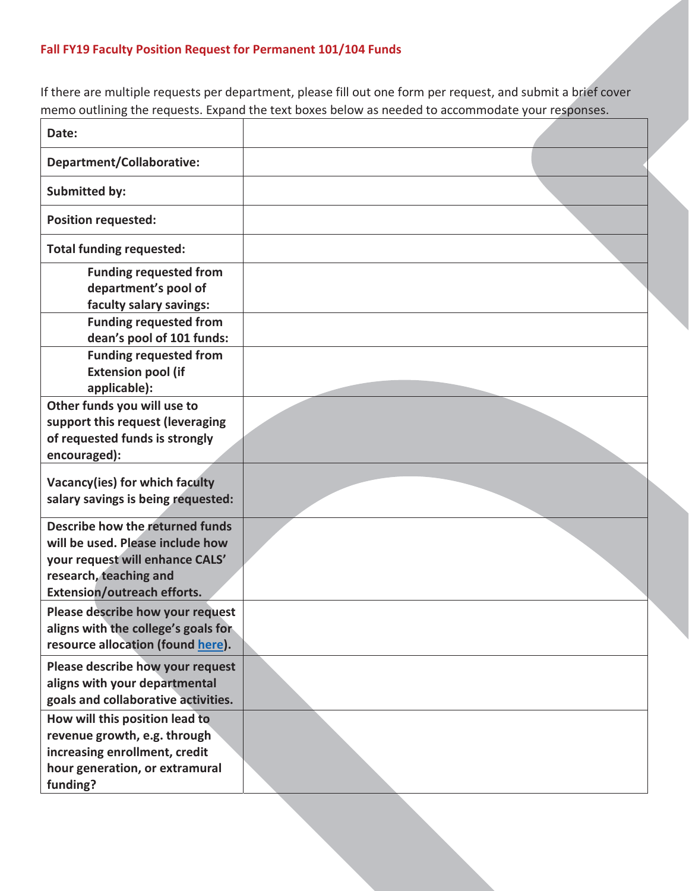**Fall FY19 Faculty Position Request for Permanent 101/104 Funds**

If there are multiple requests per department, please fill out one form per request, and submit a brief cover memo outlining the requests. Expand the text boxes below as needed to accommodate your responses.

| | |
|---|---|
| **Date:** | |
| **Department/Collaborative:** | |
| **Submitted by:** | |
| **Position requested:** | |
| **Total funding requested:** | |
| **Funding requested from department's pool of faculty salary savings:** | |
| **Funding requested from dean's pool of 101 funds:** | |
| **Funding requested from Extension pool (if applicable):** | |
| **Other funds you will use to support this request (leveraging of requested funds is strongly encouraged):** | |
| **Vacancy(ies) for which faculty salary savings is being requested:** | |
| **Describe how the returned funds will be used. Please include how your request will enhance CALS' research, teaching and Extension/outreach efforts.** | |
| **Please describe how your request aligns with the college's goals for resource allocation (found here).** | |
| **Please describe how your request aligns with your departmental goals and collaborative activities.** | |
| **How will this position lead to revenue growth, e.g. through increasing enrollment, credit hour generation, or extramural funding?** | |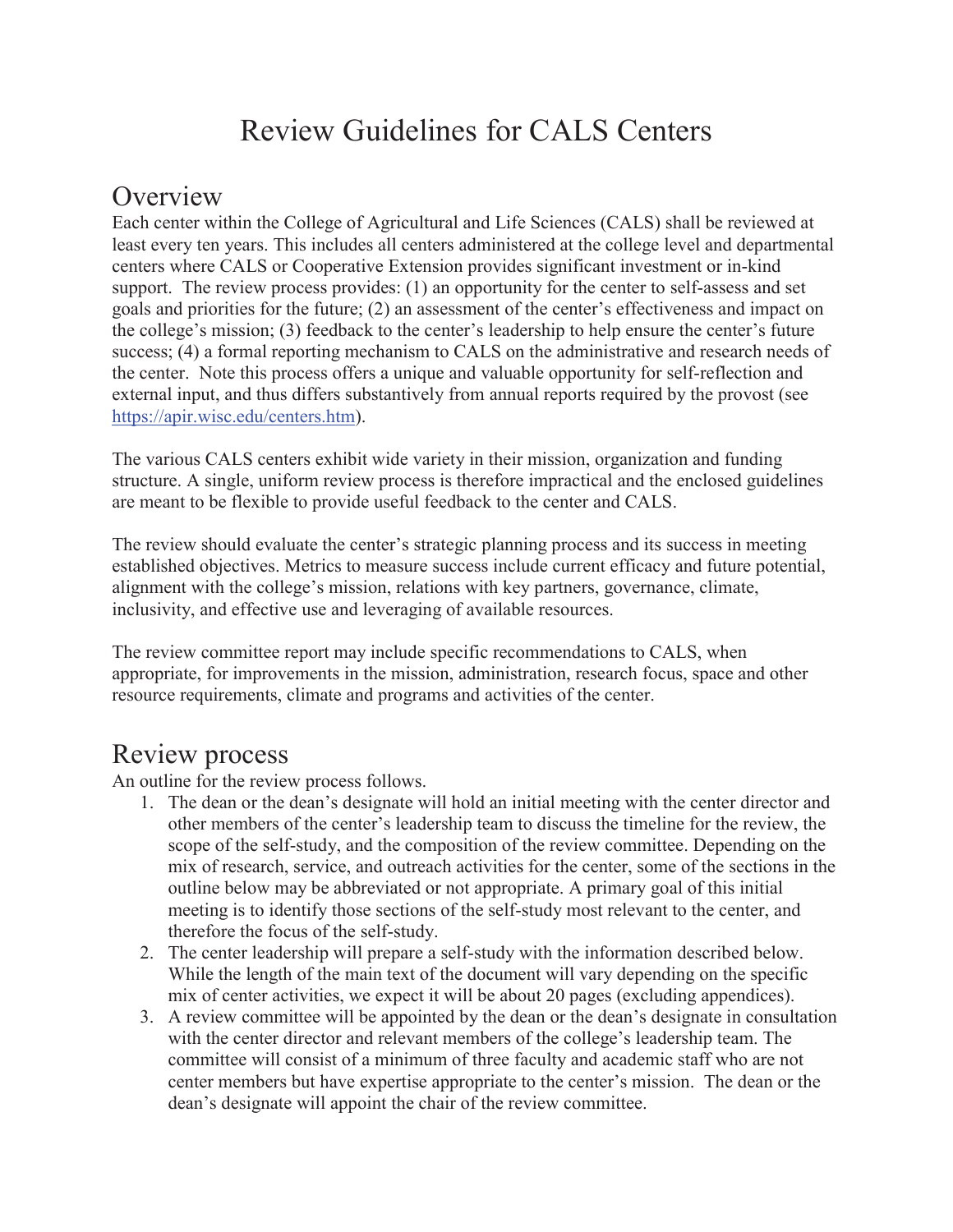# Review Guidelines for CALS Centers

## Overview

Each center within the College of Agricultural and Life Sciences (CALS) shall be reviewed at least every ten years. This includes all centers administered at the college level and departmental centers where CALS or Cooperative Extension provides significant investment or in-kind support. The review process provides: (1) an opportunity for the center to self-assess and set goals and priorities for the future; (2) an assessment of the center's effectiveness and impact on the college's mission; (3) feedback to the center's leadership to help ensure the center's future success; (4) a formal reporting mechanism to CALS on the administrative and research needs of the center. Note this process offers a unique and valuable opportunity for self-reflection and external input, and thus differs substantively from annual reports required by the provost (see https://apir.wisc.edu/centers.htm).

The various CALS centers exhibit wide variety in their mission, organization and funding structure. A single, uniform review process is therefore impractical and the enclosed guidelines are meant to be flexible to provide useful feedback to the center and CALS.

The review should evaluate the center's strategic planning process and its success in meeting established objectives. Metrics to measure success include current efficacy and future potential, alignment with the college's mission, relations with key partners, governance, climate, inclusivity, and effective use and leveraging of available resources.

The review committee report may include specific recommendations to CALS, when appropriate, for improvements in the mission, administration, research focus, space and other resource requirements, climate and programs and activities of the center.

## Review process

An outline for the review process follows.

1. The dean or the dean's designate will hold an initial meeting with the center director and other members of the center's leadership team to discuss the timeline for the review, the scope of the self-study, and the composition of the review committee. Depending on the mix of research, service, and outreach activities for the center, some of the sections in the outline below may be abbreviated or not appropriate. A primary goal of this initial meeting is to identify those sections of the self-study most relevant to the center, and therefore the focus of the self-study.
2. The center leadership will prepare a self-study with the information described below. While the length of the main text of the document will vary depending on the specific mix of center activities, we expect it will be about 20 pages (excluding appendices).
3. A review committee will be appointed by the dean or the dean's designate in consultation with the center director and relevant members of the college's leadership team. The committee will consist of a minimum of three faculty and academic staff who are not center members but have expertise appropriate to the center's mission. The dean or the dean's designate will appoint the chair of the review committee.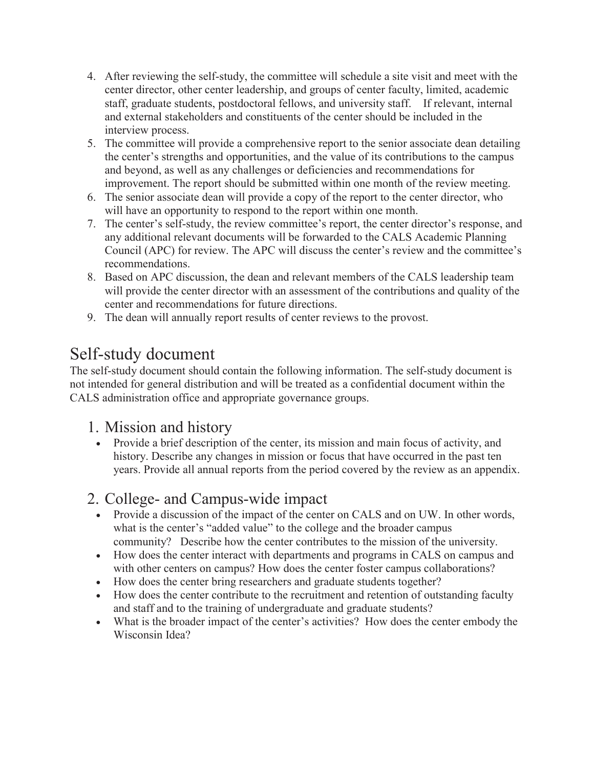4. After reviewing the self-study, the committee will schedule a site visit and meet with the center director, other center leadership, and groups of center faculty, limited, academic staff, graduate students, postdoctoral fellows, and university staff. If relevant, internal and external stakeholders and constituents of the center should be included in the interview process.
5. The committee will provide a comprehensive report to the senior associate dean detailing the center's strengths and opportunities, and the value of its contributions to the campus and beyond, as well as any challenges or deficiencies and recommendations for improvement. The report should be submitted within one month of the review meeting.
6. The senior associate dean will provide a copy of the report to the center director, who will have an opportunity to respond to the report within one month.
7. The center's self-study, the review committee's report, the center director's response, and any additional relevant documents will be forwarded to the CALS Academic Planning Council (APC) for review. The APC will discuss the center's review and the committee's recommendations.
8. Based on APC discussion, the dean and relevant members of the CALS leadership team will provide the center director with an assessment of the contributions and quality of the center and recommendations for future directions.
9. The dean will annually report results of center reviews to the provost.

# Self-study document

The self-study document should contain the following information. The self-study document is not intended for general distribution and will be treated as a confidential document within the CALS administration office and appropriate governance groups.

## 1. Mission and history

- Provide a brief description of the center, its mission and main focus of activity, and history. Describe any changes in mission or focus that have occurred in the past ten years. Provide all annual reports from the period covered by the review as an appendix.

## 2. College- and Campus-wide impact

- Provide a discussion of the impact of the center on CALS and on UW. In other words, what is the center's "added value" to the college and the broader campus community? Describe how the center contributes to the mission of the university.
- How does the center interact with departments and programs in CALS on campus and with other centers on campus? How does the center foster campus collaborations?
- How does the center bring researchers and graduate students together?
- How does the center contribute to the recruitment and retention of outstanding faculty and staff and to the training of undergraduate and graduate students?
- What is the broader impact of the center's activities? How does the center embody the Wisconsin Idea?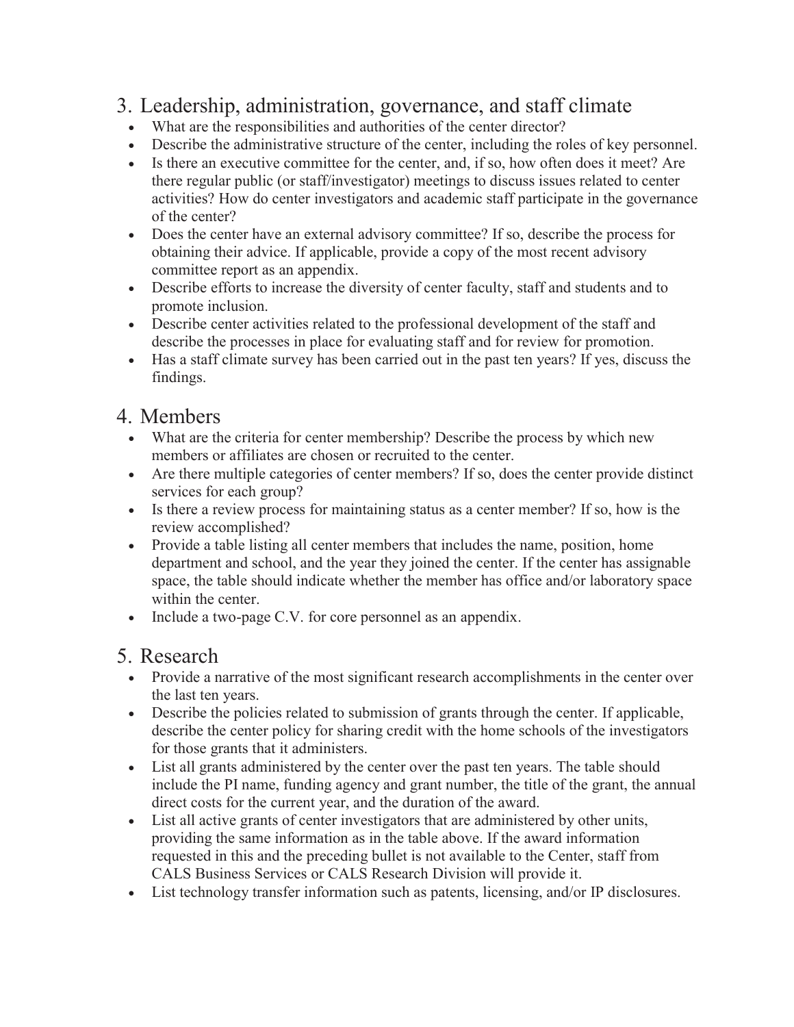## 3. Leadership, administration, governance, and staff climate

- What are the responsibilities and authorities of the center director?
- Describe the administrative structure of the center, including the roles of key personnel.
- Is there an executive committee for the center, and, if so, how often does it meet? Are there regular public (or staff/investigator) meetings to discuss issues related to center activities? How do center investigators and academic staff participate in the governance of the center?
- Does the center have an external advisory committee? If so, describe the process for obtaining their advice. If applicable, provide a copy of the most recent advisory committee report as an appendix.
- Describe efforts to increase the diversity of center faculty, staff and students and to promote inclusion.
- Describe center activities related to the professional development of the staff and describe the processes in place for evaluating staff and for review for promotion.
- Has a staff climate survey has been carried out in the past ten years? If yes, discuss the findings.

## 4. Members

- What are the criteria for center membership? Describe the process by which new members or affiliates are chosen or recruited to the center.
- Are there multiple categories of center members? If so, does the center provide distinct services for each group?
- Is there a review process for maintaining status as a center member? If so, how is the review accomplished?
- Provide a table listing all center members that includes the name, position, home department and school, and the year they joined the center. If the center has assignable space, the table should indicate whether the member has office and/or laboratory space within the center.
- Include a two-page C.V. for core personnel as an appendix.

## 5. Research

- Provide a narrative of the most significant research accomplishments in the center over the last ten years.
- Describe the policies related to submission of grants through the center. If applicable, describe the center policy for sharing credit with the home schools of the investigators for those grants that it administers.
- List all grants administered by the center over the past ten years. The table should include the PI name, funding agency and grant number, the title of the grant, the annual direct costs for the current year, and the duration of the award.
- List all active grants of center investigators that are administered by other units, providing the same information as in the table above. If the award information requested in this and the preceding bullet is not available to the Center, staff from CALS Business Services or CALS Research Division will provide it.
- List technology transfer information such as patents, licensing, and/or IP disclosures.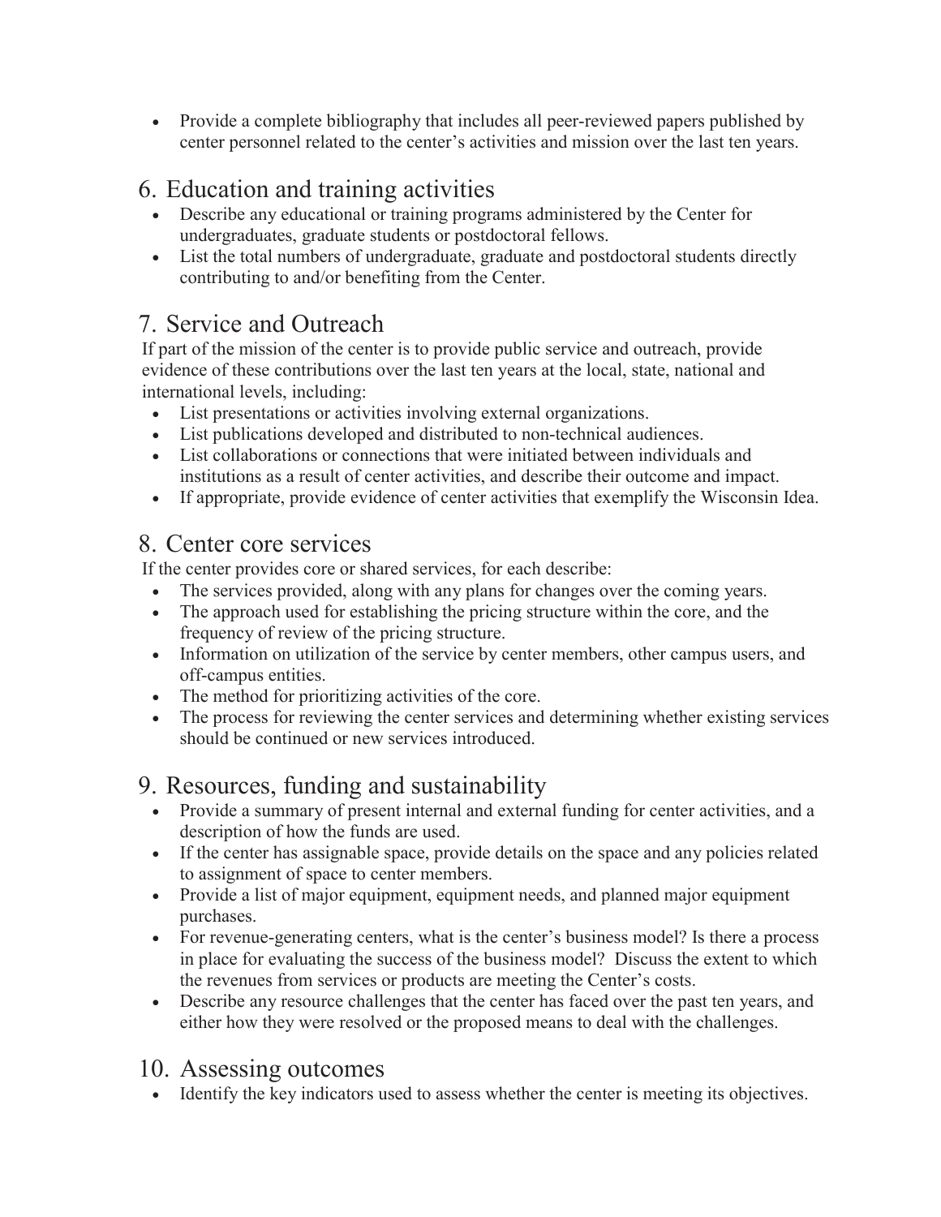- Provide a complete bibliography that includes all peer-reviewed papers published by center personnel related to the center's activities and mission over the last ten years.

## 6. Education and training activities

- Describe any educational or training programs administered by the Center for undergraduates, graduate students or postdoctoral fellows.
- List the total numbers of undergraduate, graduate and postdoctoral students directly contributing to and/or benefiting from the Center.

## 7. Service and Outreach

If part of the mission of the center is to provide public service and outreach, provide evidence of these contributions over the last ten years at the local, state, national and international levels, including:

- List presentations or activities involving external organizations.
- List publications developed and distributed to non-technical audiences.
- List collaborations or connections that were initiated between individuals and institutions as a result of center activities, and describe their outcome and impact.
- If appropriate, provide evidence of center activities that exemplify the Wisconsin Idea.

## 8. Center core services

If the center provides core or shared services, for each describe:

- The services provided, along with any plans for changes over the coming years.
- The approach used for establishing the pricing structure within the core, and the frequency of review of the pricing structure.
- Information on utilization of the service by center members, other campus users, and off-campus entities.
- The method for prioritizing activities of the core.
- The process for reviewing the center services and determining whether existing services should be continued or new services introduced.

## 9. Resources, funding and sustainability

- Provide a summary of present internal and external funding for center activities, and a description of how the funds are used.
- If the center has assignable space, provide details on the space and any policies related to assignment of space to center members.
- Provide a list of major equipment, equipment needs, and planned major equipment purchases.
- For revenue-generating centers, what is the center's business model? Is there a process in place for evaluating the success of the business model? Discuss the extent to which the revenues from services or products are meeting the Center's costs.
- Describe any resource challenges that the center has faced over the past ten years, and either how they were resolved or the proposed means to deal with the challenges.

## 10. Assessing outcomes

- Identify the key indicators used to assess whether the center is meeting its objectives.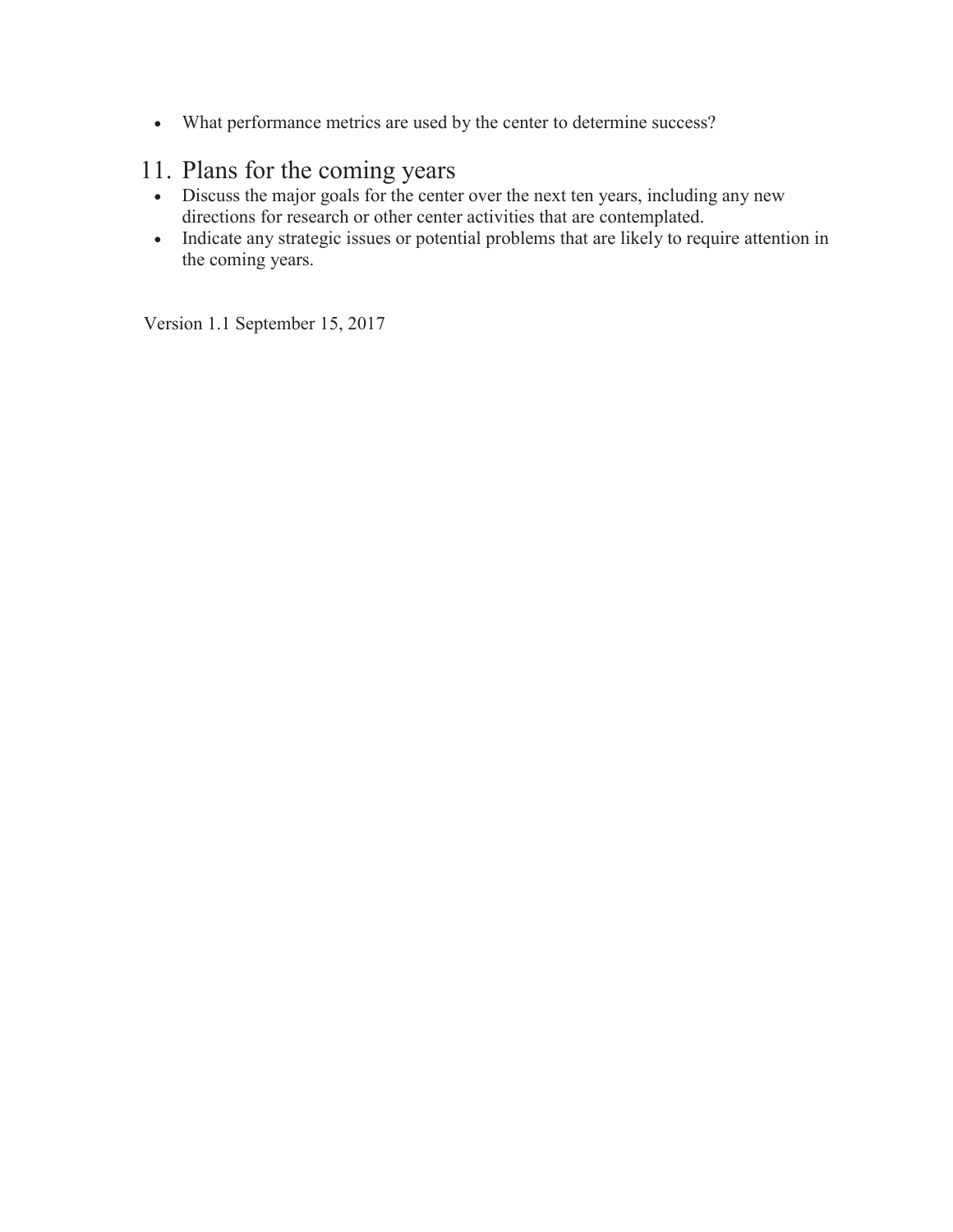- What performance metrics are used by the center to determine success?

## 11. Plans for the coming years

- Discuss the major goals for the center over the next ten years, including any new directions for research or other center activities that are contemplated.
- Indicate any strategic issues or potential problems that are likely to require attention in the coming years.

Version 1.1 September 15, 2017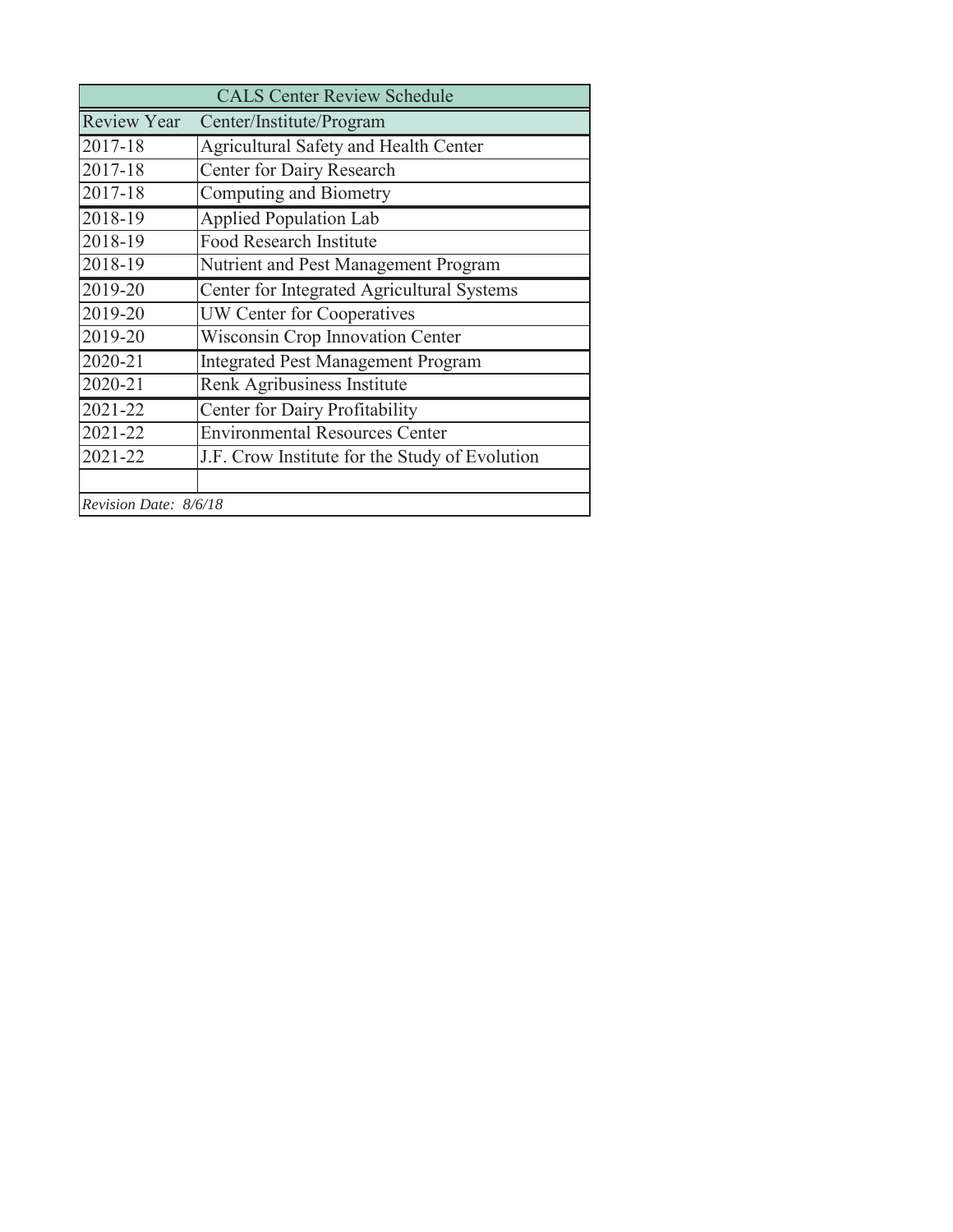| CALS Center Review Schedule | |
|---|---|
| Review Year | Center/Institute/Program |
| 2017-18 | Agricultural Safety and Health Center |
| 2017-18 | Center for Dairy Research |
| 2017-18 | Computing and Biometry |
| 2018-19 | Applied Population Lab |
| 2018-19 | Food Research Institute |
| 2018-19 | Nutrient and Pest Management Program |
| 2019-20 | Center for Integrated Agricultural Systems |
| 2019-20 | UW Center for Cooperatives |
| 2019-20 | Wisconsin Crop Innovation Center |
| 2020-21 | Integrated Pest Management Program |
| 2020-21 | Renk Agribusiness Institute |
| 2021-22 | Center for Dairy Profitability |
| 2021-22 | Environmental Resources Center |
| 2021-22 | J.F. Crow Institute for the Study of Evolution |
| | |
| *Revision Date: 8/6/18* | |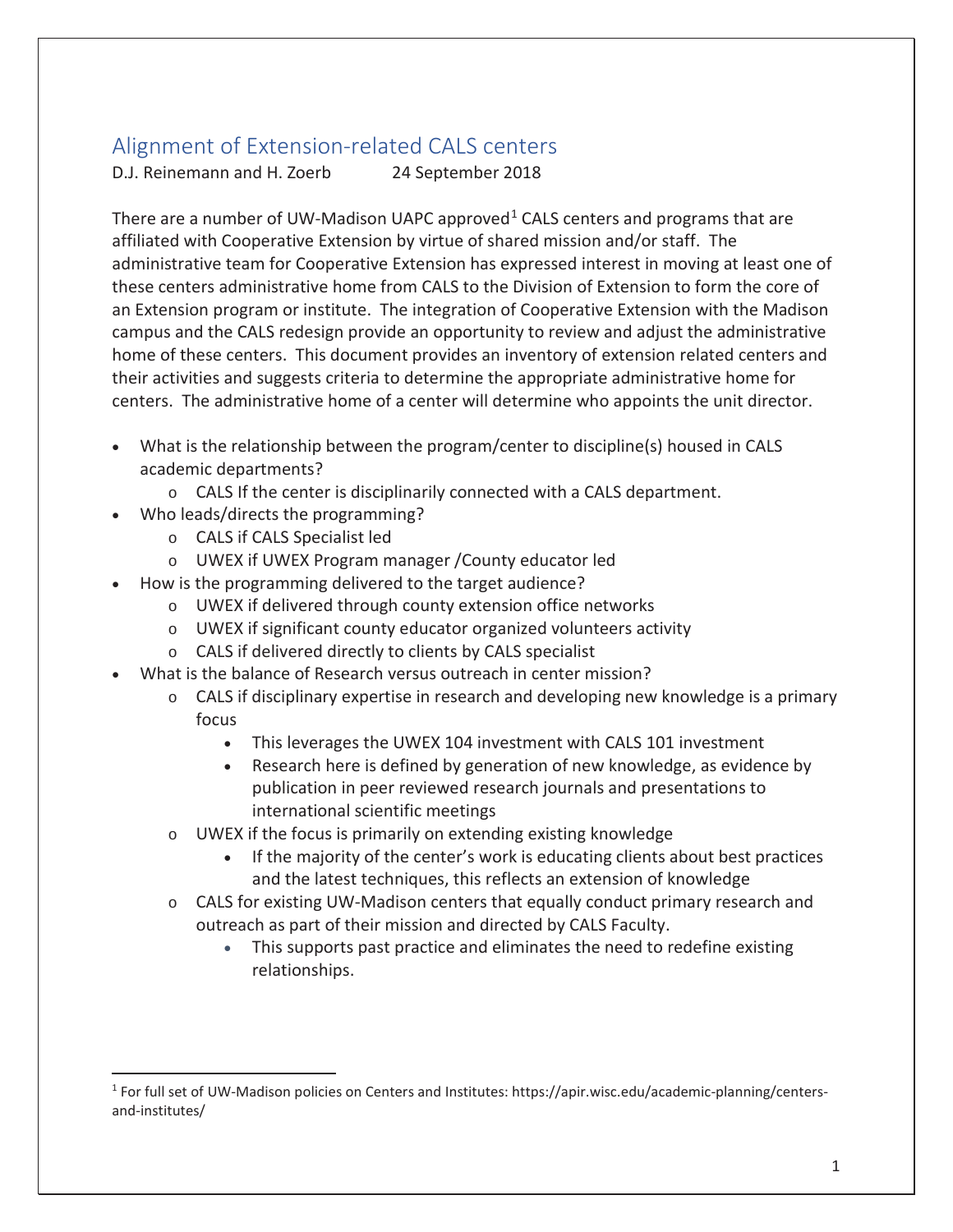# Alignment of Extension-related CALS centers

D.J. Reinemann and H. Zoerb 24 September 2018

There are a number of UW-Madison UAPC approved[1] CALS centers and programs that are affiliated with Cooperative Extension by virtue of shared mission and/or staff. The administrative team for Cooperative Extension has expressed interest in moving at least one of these centers administrative home from CALS to the Division of Extension to form the core of an Extension program or institute. The integration of Cooperative Extension with the Madison campus and the CALS redesign provide an opportunity to review and adjust the administrative home of these centers. This document provides an inventory of extension related centers and their activities and suggests criteria to determine the appropriate administrative home for centers. The administrative home of a center will determine who appoints the unit director.

- What is the relationship between the program/center to discipline(s) housed in CALS academic departments?
  - CALS If the center is disciplinarily connected with a CALS department.
- Who leads/directs the programming?
  - CALS if CALS Specialist led
  - UWEX if UWEX Program manager /County educator led
- How is the programming delivered to the target audience?
  - UWEX if delivered through county extension office networks
  - UWEX if significant county educator organized volunteers activity
  - CALS if delivered directly to clients by CALS specialist
- What is the balance of Research versus outreach in center mission?
  - CALS if disciplinary expertise in research and developing new knowledge is a primary focus
    - This leverages the UWEX 104 investment with CALS 101 investment
    - Research here is defined by generation of new knowledge, as evidence by publication in peer reviewed research journals and presentations to international scientific meetings
  - UWEX if the focus is primarily on extending existing knowledge
    - If the majority of the center's work is educating clients about best practices and the latest techniques, this reflects an extension of knowledge
  - CALS for existing UW-Madison centers that equally conduct primary research and outreach as part of their mission and directed by CALS Faculty.
    - This supports past practice and eliminates the need to redefine existing relationships.

[1] For full set of UW-Madison policies on Centers and Institutes: https://apir.wisc.edu/academic-planning/centers-and-institutes/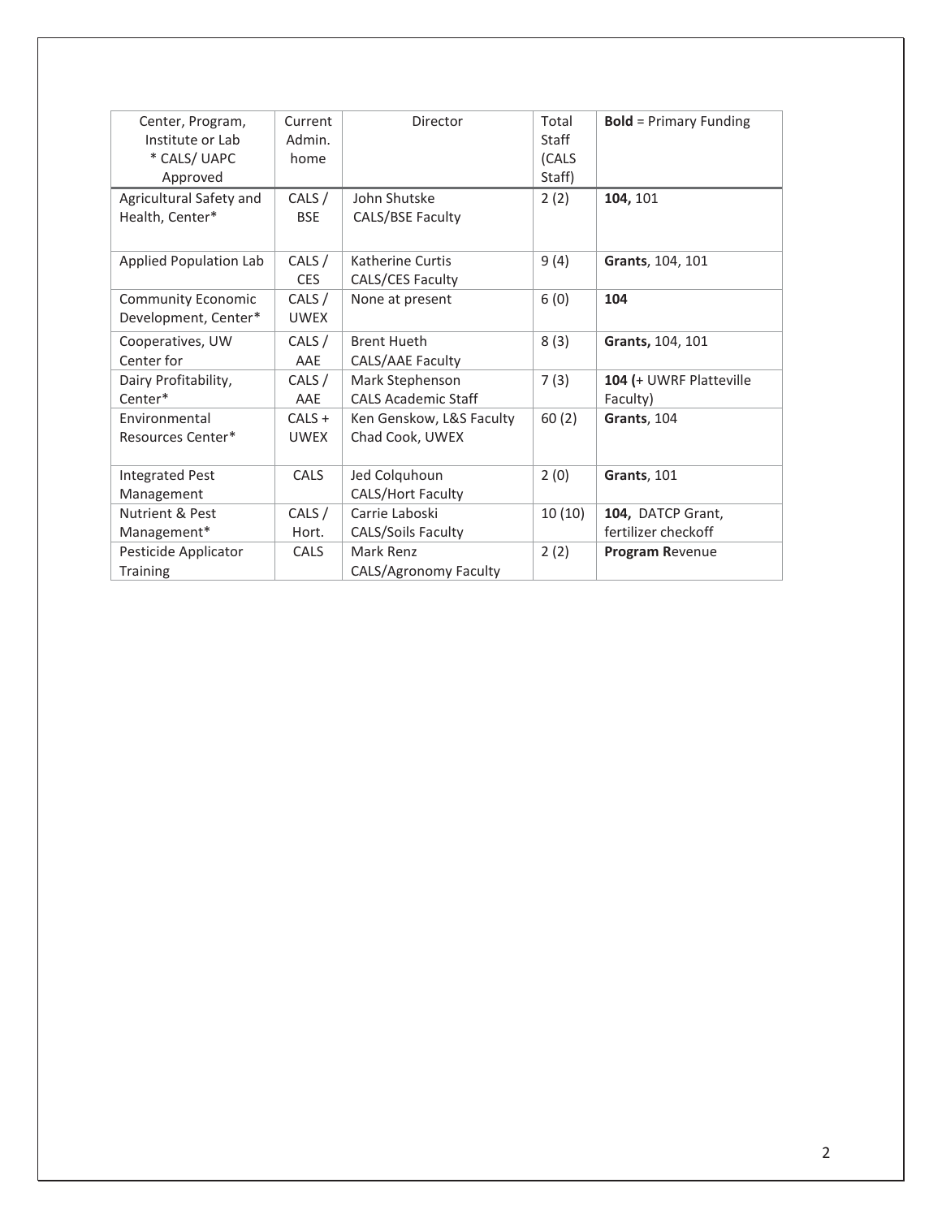| Center, Program, Institute or Lab * CALS/ UAPC Approved | Current Admin. home | Director | Total Staff (CALS Staff) | **Bold** = Primary Funding |
|---|---|---|---|---|
| Agricultural Safety and Health, Center* | CALS / BSE | John Shutske CALS/BSE Faculty | 2 (2) | **104,** 101 |
| Applied Population Lab | CALS / CES | Katherine Curtis CALS/CES Faculty | 9 (4) | **Grants**, 104, 101 |
| Community Economic Development, Center* | CALS / UWEX | None at present | 6 (0) | **104** |
| Cooperatives, UW Center for | CALS / AAE | Brent Hueth CALS/AAE Faculty | 8 (3) | **Grants,** 104, 101 |
| Dairy Profitability, Center* | CALS / AAE | Mark Stephenson CALS Academic Staff | 7 (3) | **104 (**+ UWRF Platteville Faculty) |
| Environmental Resources Center* | CALS + UWEX | Ken Genskow, L&S Faculty Chad Cook, UWEX | 60 (2) | **Grants**, 104 |
| Integrated Pest Management | CALS | Jed Colquhoun CALS/Hort Faculty | 2 (0) | **Grants**, 101 |
| Nutrient & Pest Management* | CALS / Hort. | Carrie Laboski CALS/Soils Faculty | 10 (10) | **104,** DATCP Grant, fertilizer checkoff |
| Pesticide Applicator Training | CALS | Mark Renz CALS/Agronomy Faculty | 2 (2) | **Program R**evenue |